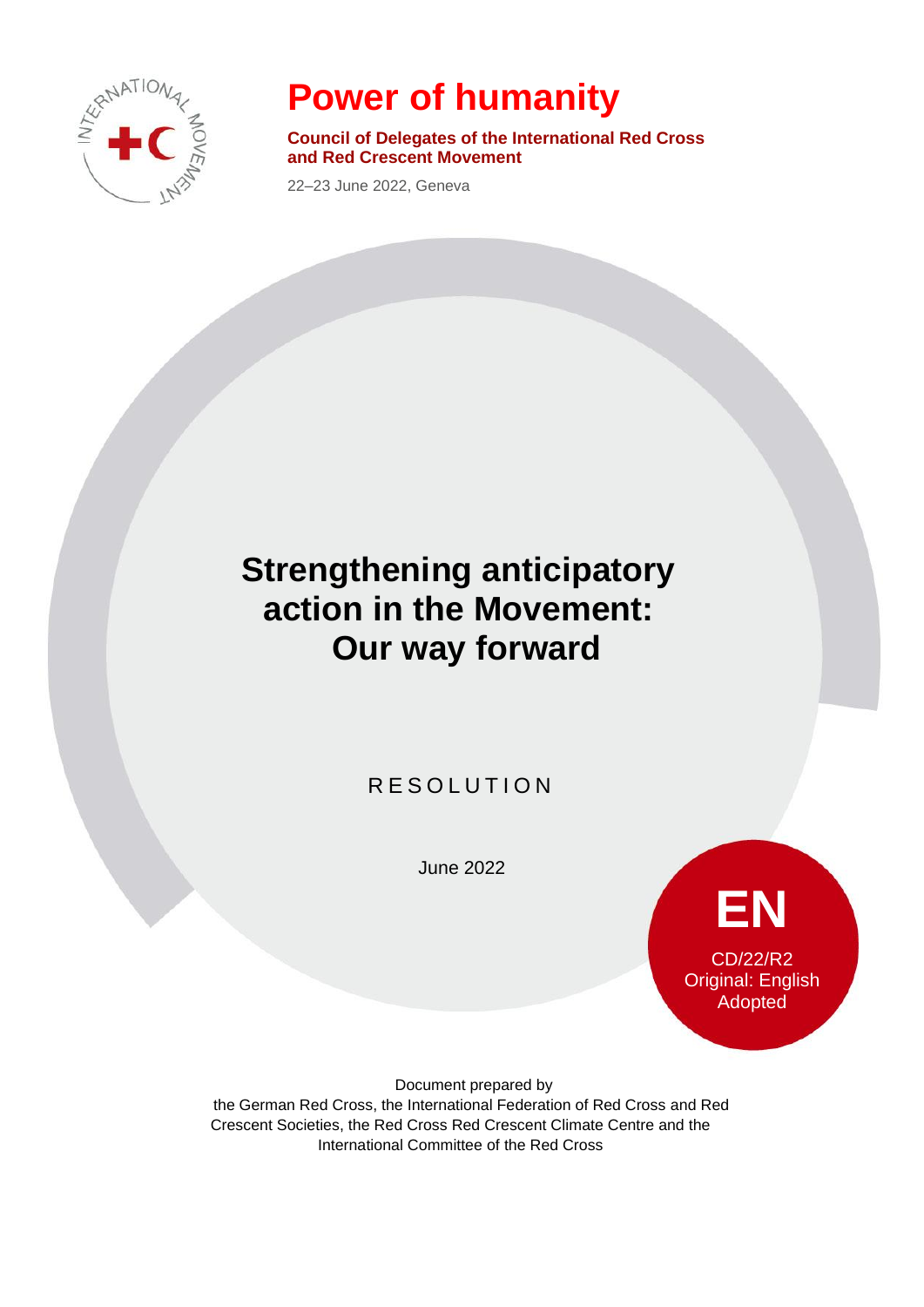# Power of humanity

**Council of Delegates of the International Red Cross and Red Crescent Movement**

22–23 June 2022, Geneva

## Strengthening anticipatory action in the Movement: Our way forward

RESOLUTION

June 2022

**EN**

CD/22/R2
Original: English
Adopted

Document prepared by
the German Red Cross, the International Federation of Red Cross and Red Crescent Societies, the Red Cross Red Crescent Climate Centre and the International Committee of the Red Cross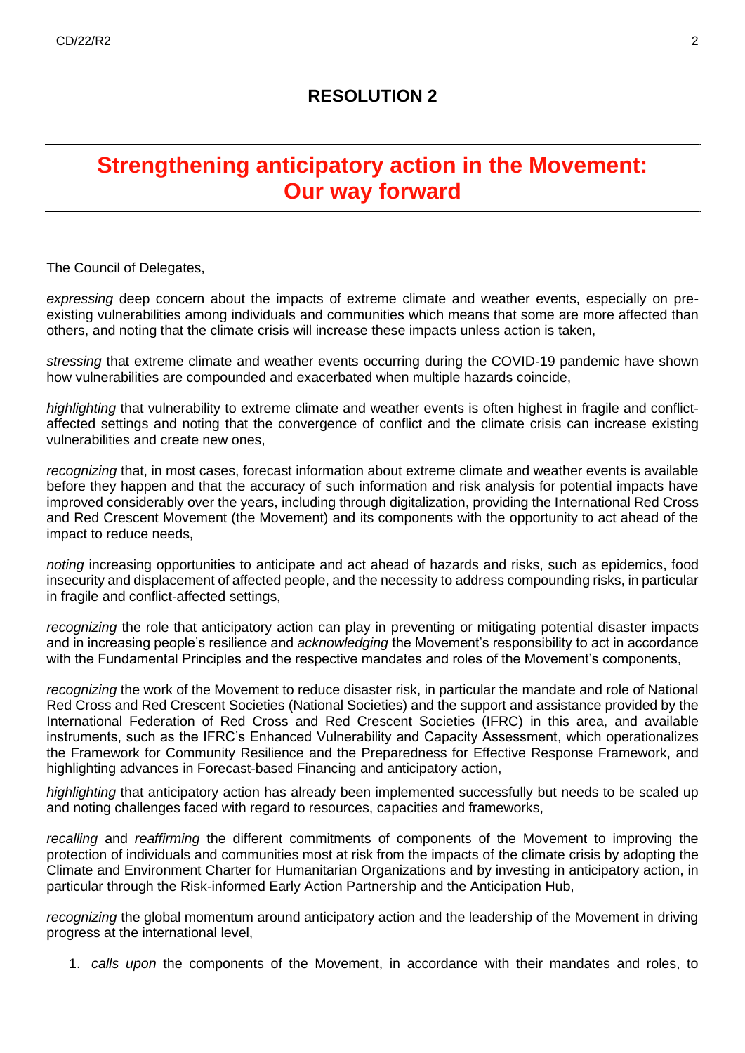## RESOLUTION 2

# Strengthening anticipatory action in the Movement: Our way forward

The Council of Delegates,

*expressing* deep concern about the impacts of extreme climate and weather events, especially on pre-existing vulnerabilities among individuals and communities which means that some are more affected than others, and noting that the climate crisis will increase these impacts unless action is taken,

*stressing* that extreme climate and weather events occurring during the COVID-19 pandemic have shown how vulnerabilities are compounded and exacerbated when multiple hazards coincide,

*highlighting* that vulnerability to extreme climate and weather events is often highest in fragile and conflict-affected settings and noting that the convergence of conflict and the climate crisis can increase existing vulnerabilities and create new ones,

*recognizing* that, in most cases, forecast information about extreme climate and weather events is available before they happen and that the accuracy of such information and risk analysis for potential impacts have improved considerably over the years, including through digitalization, providing the International Red Cross and Red Crescent Movement (the Movement) and its components with the opportunity to act ahead of the impact to reduce needs,

*noting* increasing opportunities to anticipate and act ahead of hazards and risks, such as epidemics, food insecurity and displacement of affected people, and the necessity to address compounding risks, in particular in fragile and conflict-affected settings,

*recognizing* the role that anticipatory action can play in preventing or mitigating potential disaster impacts and in increasing people's resilience and *acknowledging* the Movement's responsibility to act in accordance with the Fundamental Principles and the respective mandates and roles of the Movement's components,

*recognizing* the work of the Movement to reduce disaster risk, in particular the mandate and role of National Red Cross and Red Crescent Societies (National Societies) and the support and assistance provided by the International Federation of Red Cross and Red Crescent Societies (IFRC) in this area, and available instruments, such as the IFRC's Enhanced Vulnerability and Capacity Assessment, which operationalizes the Framework for Community Resilience and the Preparedness for Effective Response Framework, and highlighting advances in Forecast-based Financing and anticipatory action,

*highlighting* that anticipatory action has already been implemented successfully but needs to be scaled up and noting challenges faced with regard to resources, capacities and frameworks,

*recalling* and *reaffirming* the different commitments of components of the Movement to improving the protection of individuals and communities most at risk from the impacts of the climate crisis by adopting the Climate and Environment Charter for Humanitarian Organizations and by investing in anticipatory action, in particular through the Risk-informed Early Action Partnership and the Anticipation Hub,

*recognizing* the global momentum around anticipatory action and the leadership of the Movement in driving progress at the international level,

1. *calls upon* the components of the Movement, in accordance with their mandates and roles, to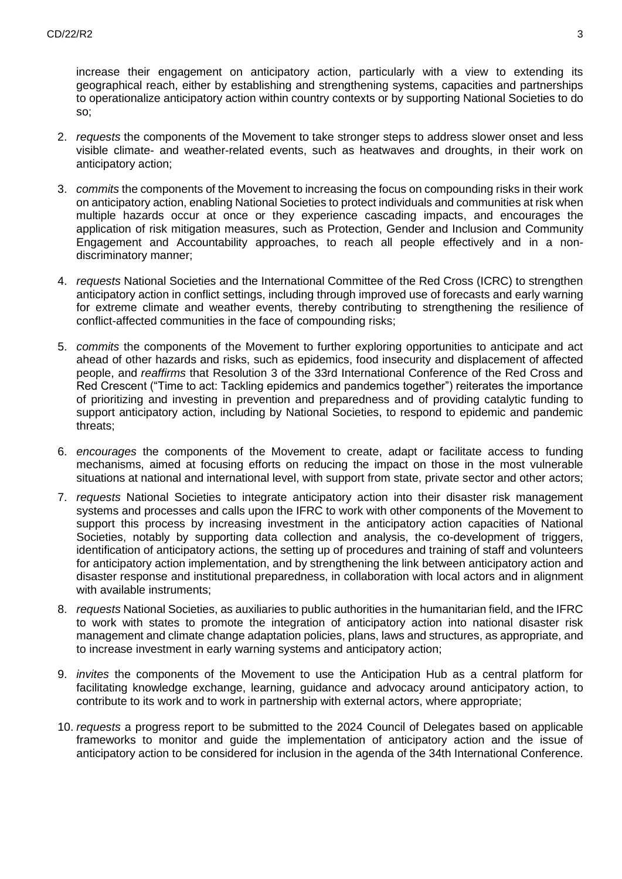increase their engagement on anticipatory action, particularly with a view to extending its geographical reach, either by establishing and strengthening systems, capacities and partnerships to operationalize anticipatory action within country contexts or by supporting National Societies to do so;

2. *requests* the components of the Movement to take stronger steps to address slower onset and less visible climate- and weather-related events, such as heatwaves and droughts, in their work on anticipatory action;

3. *commits* the components of the Movement to increasing the focus on compounding risks in their work on anticipatory action, enabling National Societies to protect individuals and communities at risk when multiple hazards occur at once or they experience cascading impacts, and encourages the application of risk mitigation measures, such as Protection, Gender and Inclusion and Community Engagement and Accountability approaches, to reach all people effectively and in a non-discriminatory manner;

4. *requests* National Societies and the International Committee of the Red Cross (ICRC) to strengthen anticipatory action in conflict settings, including through improved use of forecasts and early warning for extreme climate and weather events, thereby contributing to strengthening the resilience of conflict-affected communities in the face of compounding risks;

5. *commits* the components of the Movement to further exploring opportunities to anticipate and act ahead of other hazards and risks, such as epidemics, food insecurity and displacement of affected people, and *reaffirms* that Resolution 3 of the 33rd International Conference of the Red Cross and Red Crescent ("Time to act: Tackling epidemics and pandemics together") reiterates the importance of prioritizing and investing in prevention and preparedness and of providing catalytic funding to support anticipatory action, including by National Societies, to respond to epidemic and pandemic threats;

6. *encourages* the components of the Movement to create, adapt or facilitate access to funding mechanisms, aimed at focusing efforts on reducing the impact on those in the most vulnerable situations at national and international level, with support from state, private sector and other actors;

7. *requests* National Societies to integrate anticipatory action into their disaster risk management systems and processes and calls upon the IFRC to work with other components of the Movement to support this process by increasing investment in the anticipatory action capacities of National Societies, notably by supporting data collection and analysis, the co-development of triggers, identification of anticipatory actions, the setting up of procedures and training of staff and volunteers for anticipatory action implementation, and by strengthening the link between anticipatory action and disaster response and institutional preparedness, in collaboration with local actors and in alignment with available instruments;

8. *requests* National Societies, as auxiliaries to public authorities in the humanitarian field, and the IFRC to work with states to promote the integration of anticipatory action into national disaster risk management and climate change adaptation policies, plans, laws and structures, as appropriate, and to increase investment in early warning systems and anticipatory action;

9. *invites* the components of the Movement to use the Anticipation Hub as a central platform for facilitating knowledge exchange, learning, guidance and advocacy around anticipatory action, to contribute to its work and to work in partnership with external actors, where appropriate;

10. *requests* a progress report to be submitted to the 2024 Council of Delegates based on applicable frameworks to monitor and guide the implementation of anticipatory action and the issue of anticipatory action to be considered for inclusion in the agenda of the 34th International Conference.